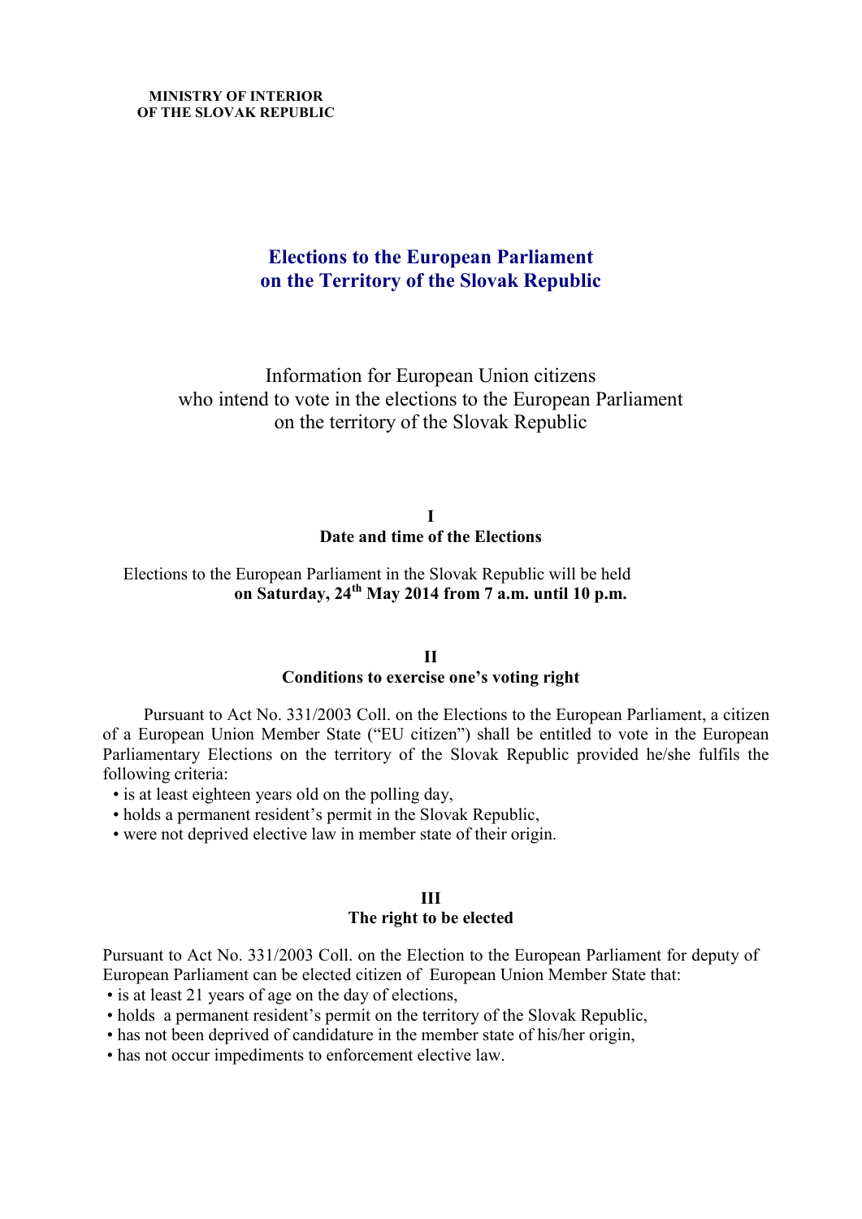**MINISTRY OF INTERIOR**
**OF THE SLOVAK REPUBLIC**

# Elections to the European Parliament on the Territory of the Slovak Republic

Information for European Union citizens
who intend to vote in the elections to the European Parliament
on the territory of the Slovak Republic

## I
## Date and time of the Elections

Elections to the European Parliament in the Slovak Republic will be held **on Saturday, 24th May 2014 from 7 a.m. until 10 p.m.**

## II
## Conditions to exercise one's voting right

Pursuant to Act No. 331/2003 Coll. on the Elections to the European Parliament, a citizen of a European Union Member State ("EU citizen") shall be entitled to vote in the European Parliamentary Elections on the territory of the Slovak Republic provided he/she fulfils the following criteria:

- is at least eighteen years old on the polling day,
- holds a permanent resident's permit in the Slovak Republic,
- were not deprived elective law in member state of their origin.

## III
## The right to be elected

Pursuant to Act No. 331/2003 Coll. on the Election to the European Parliament for deputy of European Parliament can be elected citizen of European Union Member State that:

- is at least 21 years of age on the day of elections,
- holds a permanent resident's permit on the territory of the Slovak Republic,
- has not been deprived of candidature in the member state of his/her origin,
- has not occur impediments to enforcement elective law.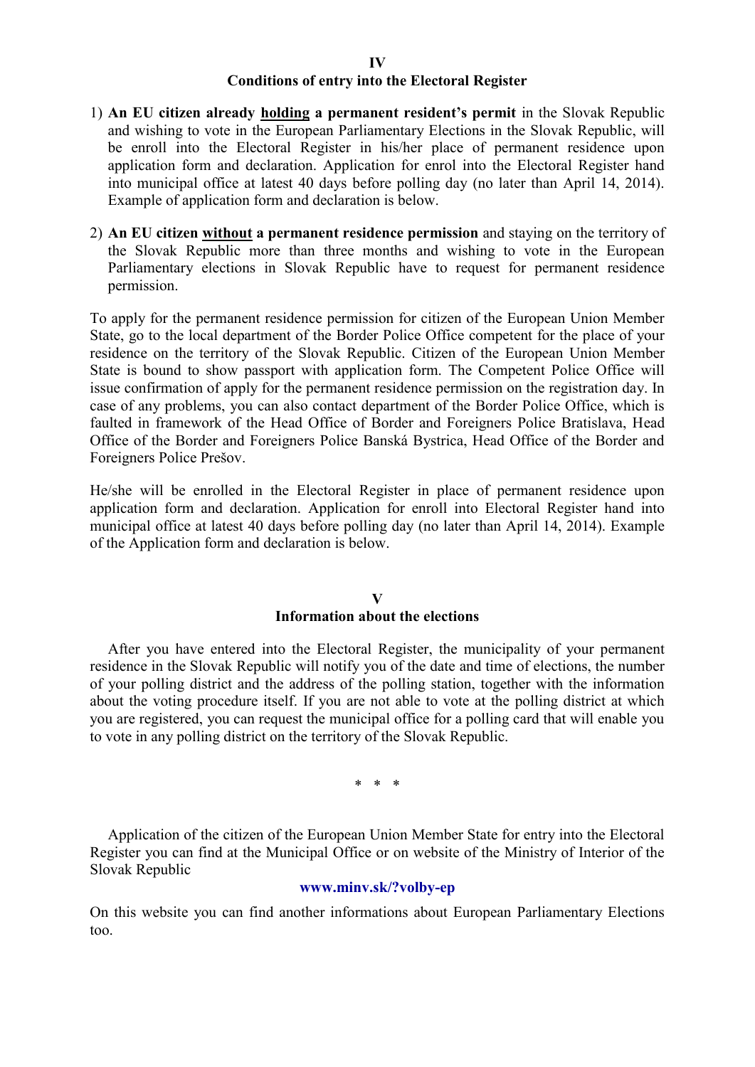## IV
## Conditions of entry into the Electoral Register

1) **An EU citizen already <u>holding</u> a permanent resident's permit** in the Slovak Republic and wishing to vote in the European Parliamentary Elections in the Slovak Republic, will be enroll into the Electoral Register in his/her place of permanent residence upon application form and declaration. Application for enrol into the Electoral Register hand into municipal office at latest 40 days before polling day (no later than April 14, 2014). Example of application form and declaration is below.

2) **An EU citizen <u>without</u> a permanent residence permission** and staying on the territory of the Slovak Republic more than three months and wishing to vote in the European Parliamentary elections in Slovak Republic have to request for permanent residence permission.

To apply for the permanent residence permission for citizen of the European Union Member State, go to the local department of the Border Police Office competent for the place of your residence on the territory of the Slovak Republic. Citizen of the European Union Member State is bound to show passport with application form. The Competent Police Office will issue confirmation of apply for the permanent residence permission on the registration day. In case of any problems, you can also contact department of the Border Police Office, which is faulted in framework of the Head Office of Border and Foreigners Police Bratislava, Head Office of the Border and Foreigners Police Banská Bystrica, Head Office of the Border and Foreigners Police Prešov.

He/she will be enrolled in the Electoral Register in place of permanent residence upon application form and declaration. Application for enroll into Electoral Register hand into municipal office at latest 40 days before polling day (no later than April 14, 2014). Example of the Application form and declaration is below.

## V
## Information about the elections

After you have entered into the Electoral Register, the municipality of your permanent residence in the Slovak Republic will notify you of the date and time of elections, the number of your polling district and the address of the polling station, together with the information about the voting procedure itself. If you are not able to vote at the polling district at which you are registered, you can request the municipal office for a polling card that will enable you to vote in any polling district on the territory of the Slovak Republic.

\* \* \*

Application of the citizen of the European Union Member State for entry into the Electoral Register you can find at the Municipal Office or on website of the Ministry of Interior of the Slovak Republic

**www.minv.sk/?volby-ep**

On this website you can find another informations about European Parliamentary Elections too.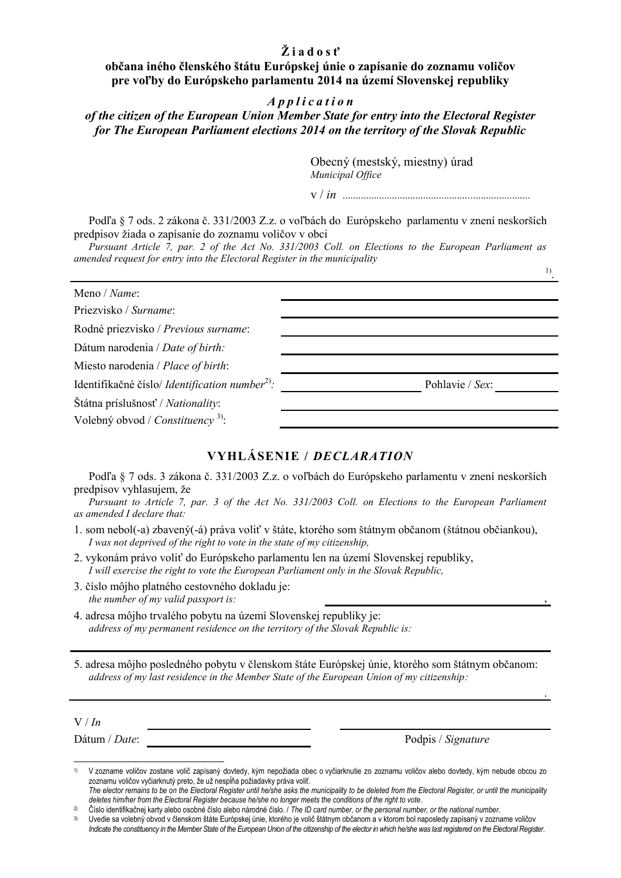**Ž i a d o s ť**
**občana iného členského štátu Európskej únie o zapísanie do zoznamu voličov pre voľby do Európskeho parlamentu 2014 na území Slovenskej republiky**

***A p p l i c a t i o n***
***of the citizen of the European Union Member State for entry into the Electoral Register for The European Parliament elections 2014 on the territory of the Slovak Republic***

Obecný (mestský, miestny) úrad
*Municipal Office*

v / *in* ........................................................................

Podľa § 7 ods. 2 zákona č. 331/2003 Z.z. o voľbách do Európskeho parlamentu v znení neskorších predpisov žiada o zapísanie do zoznamu voličov v obci
*Pursuant Article 7, par. 2 of the Act No. 331/2003 Coll. on Elections to the European Parliament as amended request for entry into the Electoral Register in the municipality*

[1].

Meno / *Name*: ______________________________

Priezvisko / *Surname*: ______________________________

Rodné priezvisko / *Previous surname*: ______________________________

Dátum narodenia / *Date of birth:* ______________________________

Miesto narodenia / *Place of birth*: ______________________________

Identifikačné číslo/ *Identification number*[2]*:* ______________ Pohlavie / *Sex*: __________

Štátna príslušnosť / *Nationality*: ______________________________

Volebný obvod / *Constituency* [3]: ______________________________

## VYHLÁSENIE / *DECLARATION*

Podľa § 7 ods. 3 zákona č. 331/2003 Z.z. o voľbách do Európskeho parlamentu v znení neskorších predpisov vyhlasujem, že
*Pursuant to Article 7, par. 3 of the Act No. 331/2003 Coll. on Elections to the European Parliament as amended I declare that:*

1. som nebol(-a) zbavený(-á) práva voliť v štáte, ktorého som štátnym občanom (štátnou občiankou),
   *I was not deprived of the right to vote in the state of my citizenship,*
2. vykonám právo voliť do Európskeho parlamentu len na území Slovenskej republiky,
   *I will exercise the right to vote the European Parliament only in the Slovak Republic,*
3. číslo môjho platného cestovného dokladu je:
   *the number of my valid passport is:* ______________________________,
4. adresa môjho trvalého pobytu na území Slovenskej republiky je:
   *address of my permanent residence on the territory of the Slovak Republic is:*

   ______________________________________________________________

5. adresa môjho posledného pobytu v členskom štáte Európskej únie, ktorého som štátnym občanom:
   *address of my last residence in the Member State of the European Union of my citizenship:*

   ______________________________________________________________.

V / *In* ______________________

Dátum / *Date*: ______________________ ______________________
Podpis / *Signature*

---

[1] V zozname voličov zostane volič zapísaný dovtedy, kým nepožiada obec o vyčiarknutie zo zoznamu voličov alebo dovtedy, kým nebude obcou zo zoznamu voličov vyčiarknutý preto, že už nespĺňa požiadavky práva voliť.
*The elector remains to be on the Electoral Register until he/she asks the municipality to be deleted from the Electoral Register, or until the municipality deletes him/her from the Electoral Register because he/she no longer meets the conditions of the right to vote.*

[2] Číslo identifikačnej karty alebo osobné číslo alebo národné číslo. / *The ID card number, or the personal number, or the national number.*

[3] Uvedie sa volebný obvod v členskom štáte Európskej únie, ktorého je volič štátnym občanom a v ktorom bol naposledy zapísaný v zozname voličov
*Indicate the constituency in the Member State of the European Union of the citizenship of the elector in which he/she was last registered on the Electoral Register.*